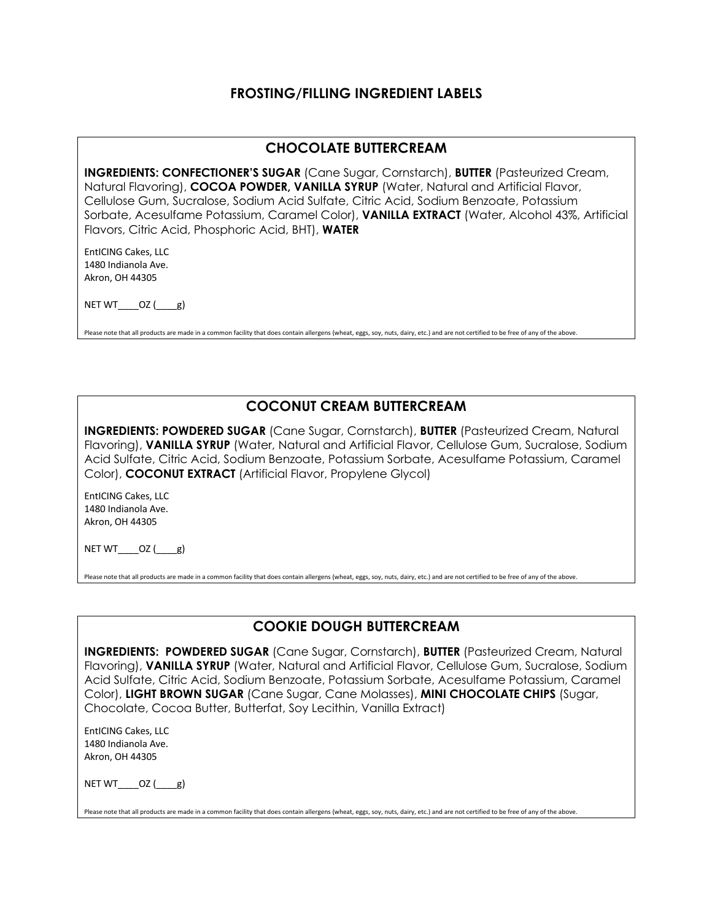# FROSTING/FILLING INGREDIENT LABELS

## CHOCOLATE BUTTERCREAM

**INGREDIENTS: CONFECTIONER'S SUGAR** (Cane Sugar, Cornstarch), **BUTTER** (Pasteurized Cream, Natural Flavoring), **COCOA POWDER, VANILLA SYRUP** (Water, Natural and Artificial Flavor, Cellulose Gum, Sucralose, Sodium Acid Sulfate, Citric Acid, Sodium Benzoate, Potassium Sorbate, Acesulfame Potassium, Caramel Color), **VANILLA EXTRACT** (Water, Alcohol 43%, Artificial Flavors, Citric Acid, Phosphoric Acid, BHT), **WATER**

EntICING Cakes, LLC
1480 Indianola Ave.
Akron, OH 44305

NET WT____OZ (____g)

Please note that all products are made in a common facility that does contain allergens (wheat, eggs, soy, nuts, dairy, etc.) and are not certified to be free of any of the above.

## COCONUT CREAM BUTTERCREAM

**INGREDIENTS: POWDERED SUGAR** (Cane Sugar, Cornstarch), **BUTTER** (Pasteurized Cream, Natural Flavoring), **VANILLA SYRUP** (Water, Natural and Artificial Flavor, Cellulose Gum, Sucralose, Sodium Acid Sulfate, Citric Acid, Sodium Benzoate, Potassium Sorbate, Acesulfame Potassium, Caramel Color), **COCONUT EXTRACT** (Artificial Flavor, Propylene Glycol)

EntICING Cakes, LLC
1480 Indianola Ave.
Akron, OH 44305

NET WT____OZ (____g)

Please note that all products are made in a common facility that does contain allergens (wheat, eggs, soy, nuts, dairy, etc.) and are not certified to be free of any of the above.

## COOKIE DOUGH BUTTERCREAM

**INGREDIENTS: POWDERED SUGAR** (Cane Sugar, Cornstarch), **BUTTER** (Pasteurized Cream, Natural Flavoring), **VANILLA SYRUP** (Water, Natural and Artificial Flavor, Cellulose Gum, Sucralose, Sodium Acid Sulfate, Citric Acid, Sodium Benzoate, Potassium Sorbate, Acesulfame Potassium, Caramel Color), **LIGHT BROWN SUGAR** (Cane Sugar, Cane Molasses), **MINI CHOCOLATE CHIPS** (Sugar, Chocolate, Cocoa Butter, Butterfat, Soy Lecithin, Vanilla Extract)

EntICING Cakes, LLC
1480 Indianola Ave.
Akron, OH 44305

NET WT____OZ (____g)

Please note that all products are made in a common facility that does contain allergens (wheat, eggs, soy, nuts, dairy, etc.) and are not certified to be free of any of the above.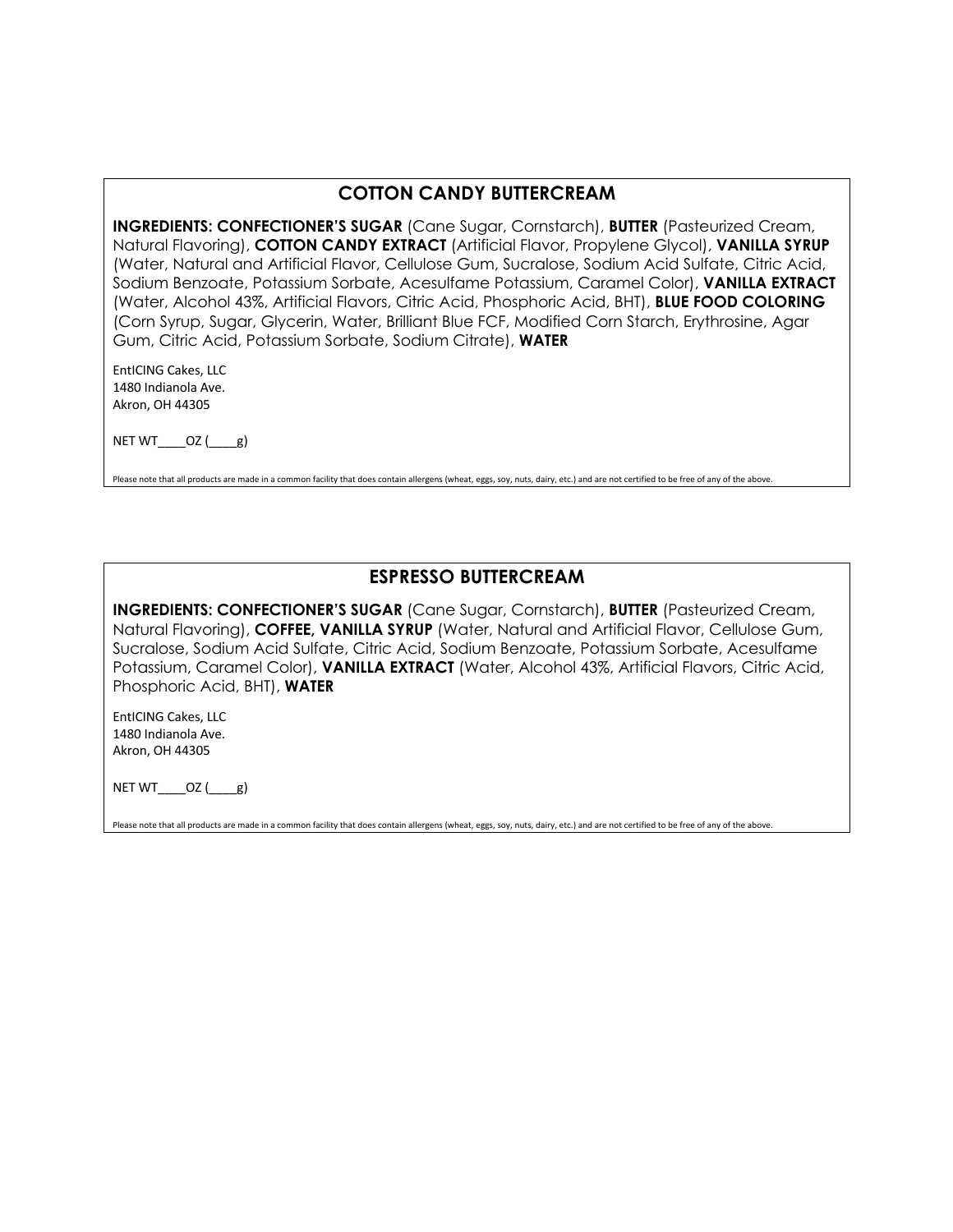## COTTON CANDY BUTTERCREAM

**INGREDIENTS: CONFECTIONER'S SUGAR** (Cane Sugar, Cornstarch), **BUTTER** (Pasteurized Cream, Natural Flavoring), **COTTON CANDY EXTRACT** (Artificial Flavor, Propylene Glycol), **VANILLA SYRUP** (Water, Natural and Artificial Flavor, Cellulose Gum, Sucralose, Sodium Acid Sulfate, Citric Acid, Sodium Benzoate, Potassium Sorbate, Acesulfame Potassium, Caramel Color), **VANILLA EXTRACT** (Water, Alcohol 43%, Artificial Flavors, Citric Acid, Phosphoric Acid, BHT), **BLUE FOOD COLORING** (Corn Syrup, Sugar, Glycerin, Water, Brilliant Blue FCF, Modified Corn Starch, Erythrosine, Agar Gum, Citric Acid, Potassium Sorbate, Sodium Citrate), **WATER**

EntICING Cakes, LLC
1480 Indianola Ave.
Akron, OH 44305

NET WT____OZ (____g)

Please note that all products are made in a common facility that does contain allergens (wheat, eggs, soy, nuts, dairy, etc.) and are not certified to be free of any of the above.

## ESPRESSO BUTTERCREAM

**INGREDIENTS: CONFECTIONER'S SUGAR** (Cane Sugar, Cornstarch), **BUTTER** (Pasteurized Cream, Natural Flavoring), **COFFEE, VANILLA SYRUP** (Water, Natural and Artificial Flavor, Cellulose Gum, Sucralose, Sodium Acid Sulfate, Citric Acid, Sodium Benzoate, Potassium Sorbate, Acesulfame Potassium, Caramel Color), **VANILLA EXTRACT** (Water, Alcohol 43%, Artificial Flavors, Citric Acid, Phosphoric Acid, BHT), **WATER**

EntICING Cakes, LLC
1480 Indianola Ave.
Akron, OH 44305

NET WT____OZ (____g)

Please note that all products are made in a common facility that does contain allergens (wheat, eggs, soy, nuts, dairy, etc.) and are not certified to be free of any of the above.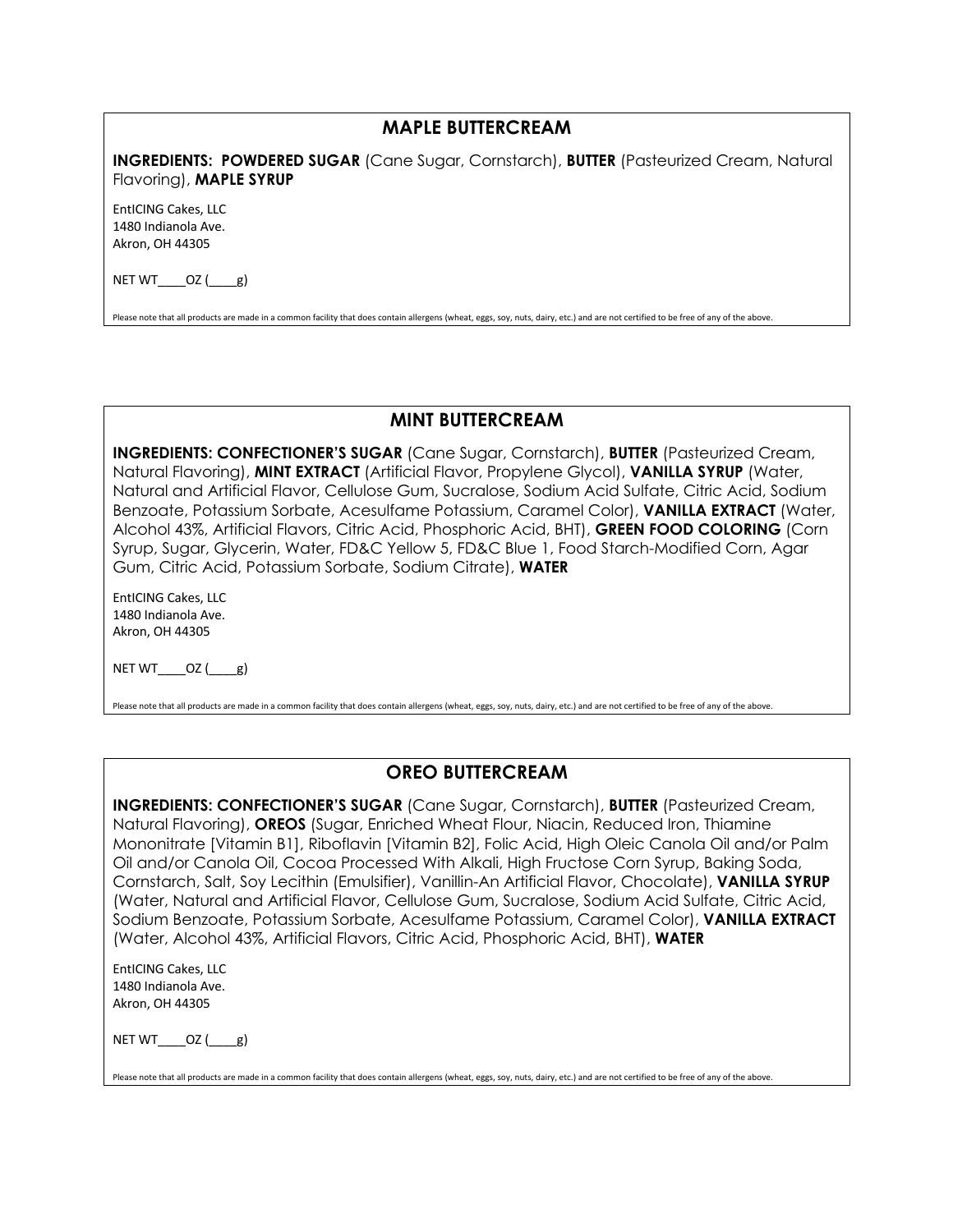## MAPLE BUTTERCREAM

**INGREDIENTS: POWDERED SUGAR** (Cane Sugar, Cornstarch), **BUTTER** (Pasteurized Cream, Natural Flavoring), **MAPLE SYRUP**

EntICING Cakes, LLC
1480 Indianola Ave.
Akron, OH 44305

NET WT____OZ (____g)

Please note that all products are made in a common facility that does contain allergens (wheat, eggs, soy, nuts, dairy, etc.) and are not certified to be free of any of the above.

## MINT BUTTERCREAM

**INGREDIENTS: CONFECTIONER'S SUGAR** (Cane Sugar, Cornstarch), **BUTTER** (Pasteurized Cream, Natural Flavoring), **MINT EXTRACT** (Artificial Flavor, Propylene Glycol), **VANILLA SYRUP** (Water, Natural and Artificial Flavor, Cellulose Gum, Sucralose, Sodium Acid Sulfate, Citric Acid, Sodium Benzoate, Potassium Sorbate, Acesulfame Potassium, Caramel Color), **VANILLA EXTRACT** (Water, Alcohol 43%, Artificial Flavors, Citric Acid, Phosphoric Acid, BHT), **GREEN FOOD COLORING** (Corn Syrup, Sugar, Glycerin, Water, FD&C Yellow 5, FD&C Blue 1, Food Starch-Modified Corn, Agar Gum, Citric Acid, Potassium Sorbate, Sodium Citrate), **WATER**

EntICING Cakes, LLC
1480 Indianola Ave.
Akron, OH 44305

NET WT____OZ (____g)

Please note that all products are made in a common facility that does contain allergens (wheat, eggs, soy, nuts, dairy, etc.) and are not certified to be free of any of the above.

## OREO BUTTERCREAM

**INGREDIENTS: CONFECTIONER'S SUGAR** (Cane Sugar, Cornstarch), **BUTTER** (Pasteurized Cream, Natural Flavoring), **OREOS** (Sugar, Enriched Wheat Flour, Niacin, Reduced Iron, Thiamine Mononitrate [Vitamin B1], Riboflavin [Vitamin B2], Folic Acid, High Oleic Canola Oil and/or Palm Oil and/or Canola Oil, Cocoa Processed With Alkali, High Fructose Corn Syrup, Baking Soda, Cornstarch, Salt, Soy Lecithin (Emulsifier), Vanillin-An Artificial Flavor, Chocolate), **VANILLA SYRUP** (Water, Natural and Artificial Flavor, Cellulose Gum, Sucralose, Sodium Acid Sulfate, Citric Acid, Sodium Benzoate, Potassium Sorbate, Acesulfame Potassium, Caramel Color), **VANILLA EXTRACT** (Water, Alcohol 43%, Artificial Flavors, Citric Acid, Phosphoric Acid, BHT), **WATER**

EntICING Cakes, LLC
1480 Indianola Ave.
Akron, OH 44305

NET WT____OZ (____g)

Please note that all products are made in a common facility that does contain allergens (wheat, eggs, soy, nuts, dairy, etc.) and are not certified to be free of any of the above.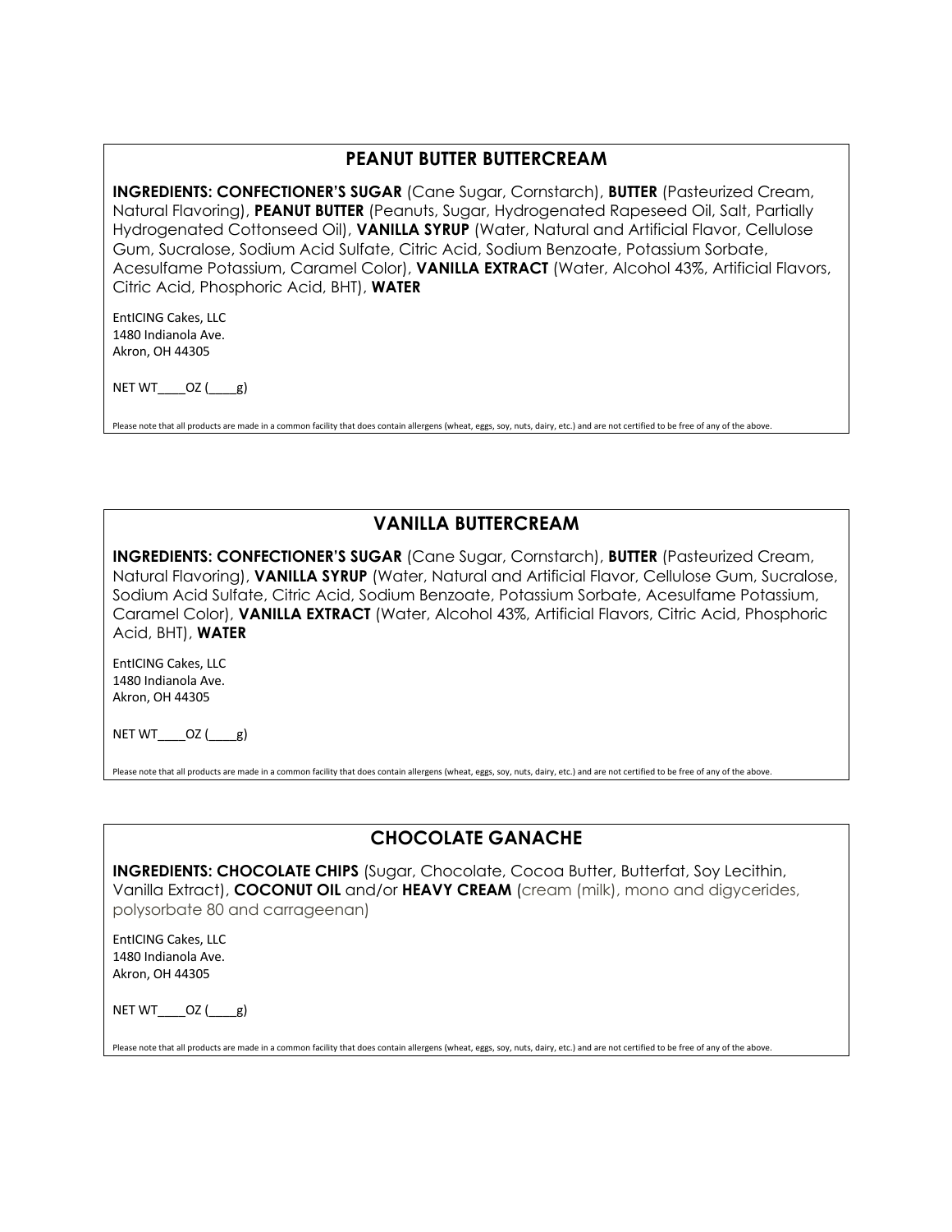## PEANUT BUTTER BUTTERCREAM

**INGREDIENTS: CONFECTIONER'S SUGAR** (Cane Sugar, Cornstarch), **BUTTER** (Pasteurized Cream, Natural Flavoring), **PEANUT BUTTER** (Peanuts, Sugar, Hydrogenated Rapeseed Oil, Salt, Partially Hydrogenated Cottonseed Oil), **VANILLA SYRUP** (Water, Natural and Artificial Flavor, Cellulose Gum, Sucralose, Sodium Acid Sulfate, Citric Acid, Sodium Benzoate, Potassium Sorbate, Acesulfame Potassium, Caramel Color), **VANILLA EXTRACT** (Water, Alcohol 43%, Artificial Flavors, Citric Acid, Phosphoric Acid, BHT), **WATER**

EntICING Cakes, LLC
1480 Indianola Ave.
Akron, OH 44305

NET WT____OZ (____g)

Please note that all products are made in a common facility that does contain allergens (wheat, eggs, soy, nuts, dairy, etc.) and are not certified to be free of any of the above.

## VANILLA BUTTERCREAM

**INGREDIENTS: CONFECTIONER'S SUGAR** (Cane Sugar, Cornstarch), **BUTTER** (Pasteurized Cream, Natural Flavoring), **VANILLA SYRUP** (Water, Natural and Artificial Flavor, Cellulose Gum, Sucralose, Sodium Acid Sulfate, Citric Acid, Sodium Benzoate, Potassium Sorbate, Acesulfame Potassium, Caramel Color), **VANILLA EXTRACT** (Water, Alcohol 43%, Artificial Flavors, Citric Acid, Phosphoric Acid, BHT), **WATER**

EntICING Cakes, LLC
1480 Indianola Ave.
Akron, OH 44305

NET WT____OZ (____g)

Please note that all products are made in a common facility that does contain allergens (wheat, eggs, soy, nuts, dairy, etc.) and are not certified to be free of any of the above.

## CHOCOLATE GANACHE

**INGREDIENTS: CHOCOLATE CHIPS** (Sugar, Chocolate, Cocoa Butter, Butterfat, Soy Lecithin, Vanilla Extract), **COCONUT OIL** and/or **HEAVY CREAM** (cream (milk), mono and digycerides, polysorbate 80 and carrageenan)

EntICING Cakes, LLC
1480 Indianola Ave.
Akron, OH 44305

NET WT____OZ (____g)

Please note that all products are made in a common facility that does contain allergens (wheat, eggs, soy, nuts, dairy, etc.) and are not certified to be free of any of the above.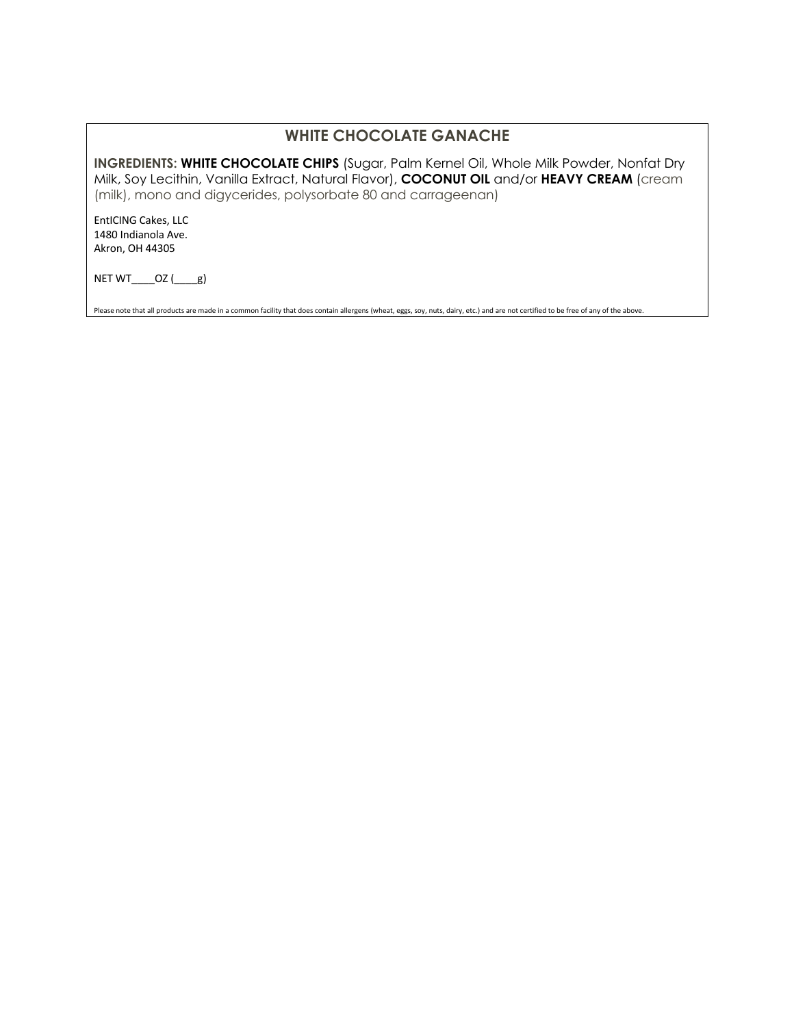## WHITE CHOCOLATE GANACHE

**INGREDIENTS: WHITE CHOCOLATE CHIPS** (Sugar, Palm Kernel Oil, Whole Milk Powder, Nonfat Dry Milk, Soy Lecithin, Vanilla Extract, Natural Flavor), **COCONUT OIL** and/or **HEAVY CREAM** (cream (milk), mono and digycerides, polysorbate 80 and carrageenan)

EntICING Cakes, LLC
1480 Indianola Ave.
Akron, OH 44305

NET WT____OZ (____g)

Please note that all products are made in a common facility that does contain allergens (wheat, eggs, soy, nuts, dairy, etc.) and are not certified to be free of any of the above.